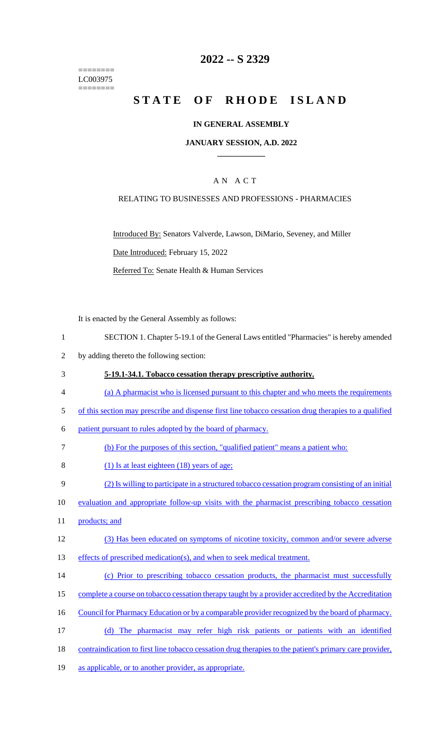========
LC003975
========

# 2022 -- S 2329

# STATE OF RHODE ISLAND

## IN GENERAL ASSEMBLY

### JANUARY SESSION, A.D. 2022

### A N A C T

RELATING TO BUSINESSES AND PROFESSIONS - PHARMACIES

Introduced By: Senators Valverde, Lawson, DiMario, Seveney, and Miller

Date Introduced: February 15, 2022

Referred To: Senate Health & Human Services

It is enacted by the General Assembly as follows:

1 SECTION 1. Chapter 5-19.1 of the General Laws entitled "Pharmacies" is hereby amended
2 by adding thereto the following section:

3 **5-19.1-34.1. Tobacco cessation therapy prescriptive authority.**

4 (a) A pharmacist who is licensed pursuant to this chapter and who meets the requirements
5 of this section may prescribe and dispense first line tobacco cessation drug therapies to a qualified
6 patient pursuant to rules adopted by the board of pharmacy.

7 (b) For the purposes of this section, "qualified patient" means a patient who:

8 (1) Is at least eighteen (18) years of age;

9 (2) Is willing to participate in a structured tobacco cessation program consisting of an initial
10 evaluation and appropriate follow-up visits with the pharmacist prescribing tobacco cessation
11 products; and

12 (3) Has been educated on symptoms of nicotine toxicity, common and/or severe adverse
13 effects of prescribed medication(s), and when to seek medical treatment.

14 (c) Prior to prescribing tobacco cessation products, the pharmacist must successfully
15 complete a course on tobacco cessation therapy taught by a provider accredited by the Accreditation
16 Council for Pharmacy Education or by a comparable provider recognized by the board of pharmacy.

17 (d) The pharmacist may refer high risk patients or patients with an identified
18 contraindication to first line tobacco cessation drug therapies to the patient's primary care provider,
19 as applicable, or to another provider, as appropriate.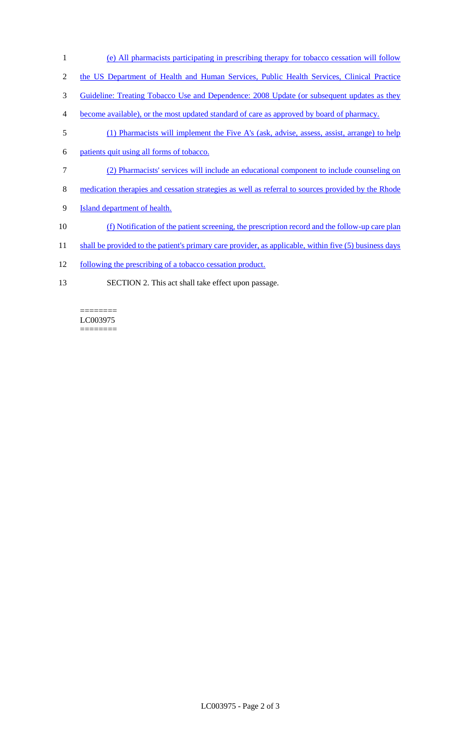(e) All pharmacists participating in prescribing therapy for tobacco cessation will follow the US Department of Health and Human Services, Public Health Services, Clinical Practice Guideline: Treating Tobacco Use and Dependence: 2008 Update (or subsequent updates as they become available), or the most updated standard of care as approved by board of pharmacy.

(1) Pharmacists will implement the Five A's (ask, advise, assess, assist, arrange) to help patients quit using all forms of tobacco.

(2) Pharmacists' services will include an educational component to include counseling on medication therapies and cessation strategies as well as referral to sources provided by the Rhode Island department of health.

(f) Notification of the patient screening, the prescription record and the follow-up care plan shall be provided to the patient's primary care provider, as applicable, within five (5) business days following the prescribing of a tobacco cessation product.

SECTION 2. This act shall take effect upon passage.

========
LC003975
========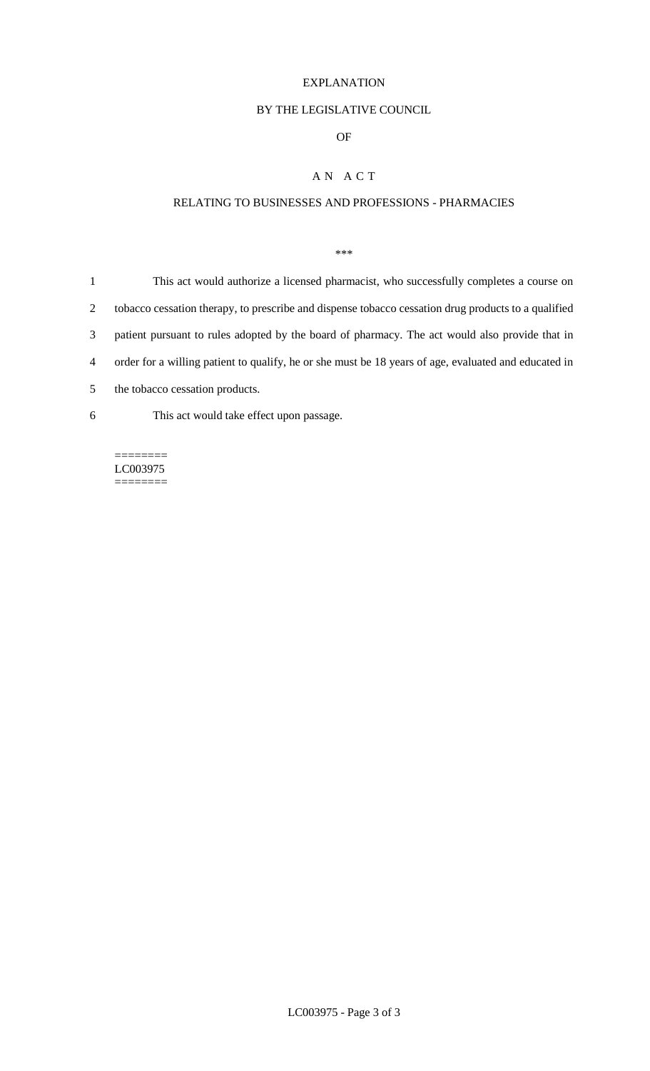EXPLANATION

BY THE LEGISLATIVE COUNCIL

OF

A N A C T

RELATING TO BUSINESSES AND PROFESSIONS - PHARMACIES

\*\*\*

This act would authorize a licensed pharmacist, who successfully completes a course on tobacco cessation therapy, to prescribe and dispense tobacco cessation drug products to a qualified patient pursuant to rules adopted by the board of pharmacy. The act would also provide that in order for a willing patient to qualify, he or she must be 18 years of age, evaluated and educated in the tobacco cessation products.

This act would take effect upon passage.

========
LC003975
========